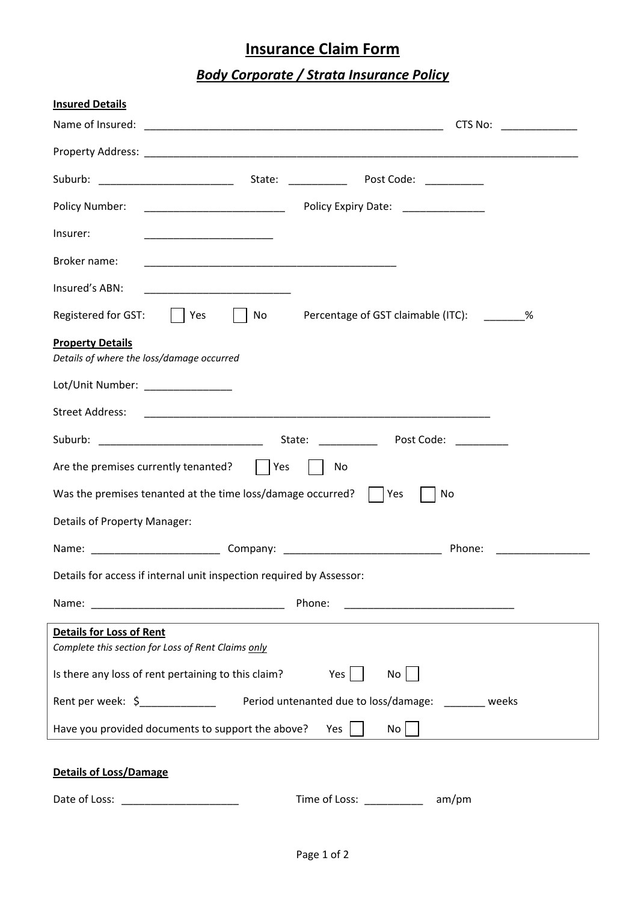# Insurance Claim Form

## *Body Corporate / Strata Insurance Policy*

**Insured Details**

Name of Insured: ____________________________________________________ CTS No: _____________

Property Address: ________________________________________________________________________

Suburb: _______________________ State: __________ Post Code: __________

Policy Number: ________________________ Policy Expiry Date: ______________

Insurer: ______________________

Broker name: ___________________________________________

Insured's ABN: _________________________

Registered for GST: ☐ Yes ☐ No Percentage of GST claimable (ITC): _______%

**Property Details**

*Details of where the loss/damage occurred*

Lot/Unit Number: _______________

Street Address: ____________________________________________________________

Suburb: ____________________________ State: __________ Post Code: _________

Are the premises currently tenanted? ☐ Yes ☐ No

Was the premises tenanted at the time loss/damage occurred? ☐ Yes ☐ No

Details of Property Manager:

Name: ______________________ Company: ___________________________ Phone: ________________

Details for access if internal unit inspection required by Assessor:

Name: ________________________________ Phone: _____________________________

**Details for Loss of Rent**

*Complete this section for Loss of Rent Claims only*

Is there any loss of rent pertaining to this claim? Yes ☐ No ☐

Rent per week: $_____________ Period untenanted due to loss/damage: _______ weeks

Have you provided documents to support the above? Yes ☐ No ☐

**Details of Loss/Damage**

Date of Loss: ____________________ Time of Loss: __________ am/pm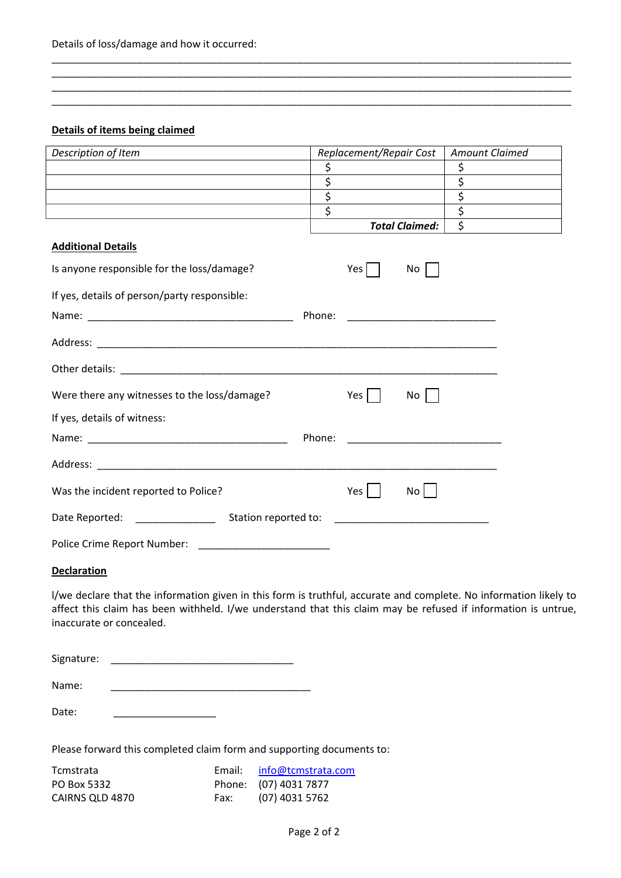Details of loss/damage and how it occurred:

_____________________________________________________________________________________________
_____________________________________________________________________________________________
_____________________________________________________________________________________________
_____________________________________________________________________________________________

**Details of items being claimed**

| *Description of Item* | *Replacement/Repair Cost* | *Amount Claimed* |
|---|---|---|
| | $ | $ |
| | $ | $ |
| | $ | $ |
| | $ | $ |
| | ***Total Claimed:*** | $ |

**Additional Details**

Is anyone responsible for the loss/damage? Yes ☐ No ☐

If yes, details of person/party responsible:

Name: ____________________________________ Phone: __________________________

Address: ___________________________________________________________________________

Other details: ______________________________________________________________________

Were there any witnesses to the loss/damage? Yes ☐ No ☐

If yes, details of witness:

Name: ____________________________________ Phone: ___________________________

Address: ___________________________________________________________________________

Was the incident reported to Police? Yes ☐ No ☐

Date Reported: ______________ Station reported to: ___________________________

Police Crime Report Number: _______________________

**Declaration**

I/we declare that the information given in this form is truthful, accurate and complete. No information likely to affect this claim has been withheld. I/we understand that this claim may be refused if information is untrue, inaccurate or concealed.

Signature: ________________________________

Name: ___________________________________

Date: __________________

Please forward this completed claim form and supporting documents to:

Tcmstrata
PO Box 5332
CAIRNS QLD 4870

Email: info@tcmstrata.com
Phone: (07) 4031 7877
Fax: (07) 4031 5762